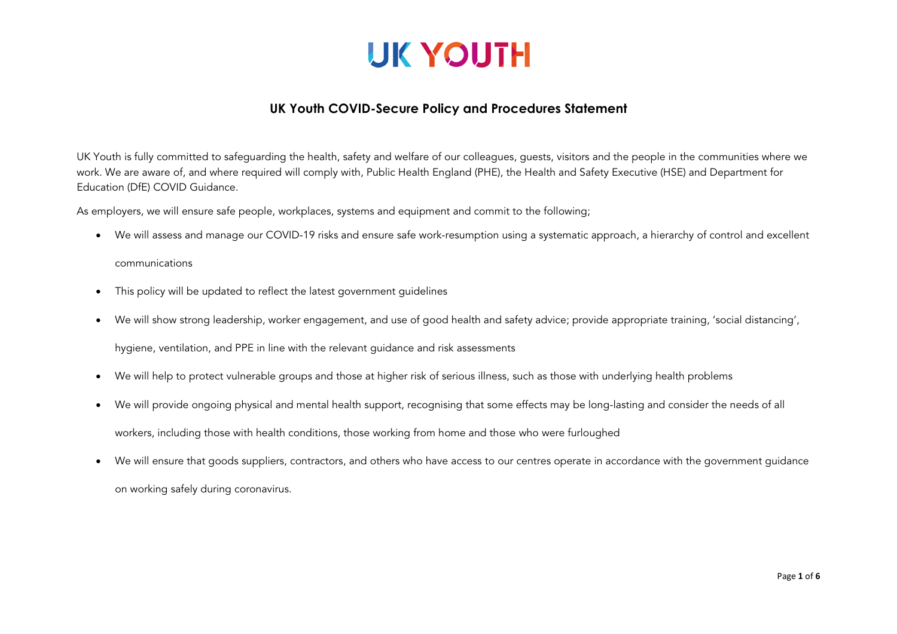# UK YOUTH

## UK Youth COVID-Secure Policy and Procedures Statement

UK Youth is fully committed to safeguarding the health, safety and welfare of our colleagues, guests, visitors and the people in the communities where we work. We are aware of, and where required will comply with, Public Health England (PHE), the Health and Safety Executive (HSE) and Department for Education (DfE) COVID Guidance.

As employers, we will ensure safe people, workplaces, systems and equipment and commit to the following;

- We will assess and manage our COVID-19 risks and ensure safe work-resumption using a systematic approach, a hierarchy of control and excellent communications
- This policy will be updated to reflect the latest government guidelines
- We will show strong leadership, worker engagement, and use of good health and safety advice; provide appropriate training, 'social distancing', hygiene, ventilation, and PPE in line with the relevant guidance and risk assessments
- We will help to protect vulnerable groups and those at higher risk of serious illness, such as those with underlying health problems
- We will provide ongoing physical and mental health support, recognising that some effects may be long-lasting and consider the needs of all workers, including those with health conditions, those working from home and those who were furloughed
- We will ensure that goods suppliers, contractors, and others who have access to our centres operate in accordance with the government guidance on working safely during coronavirus.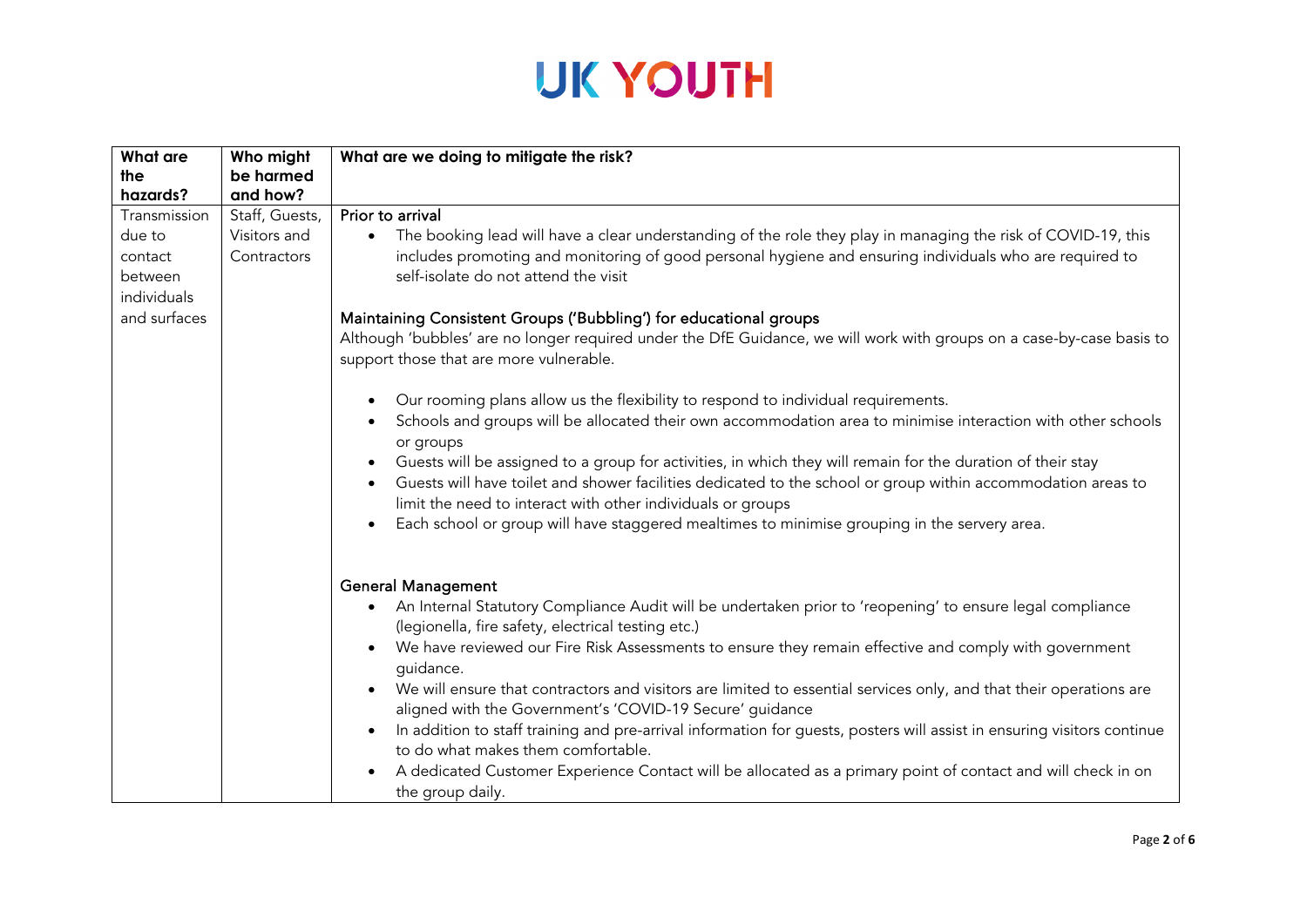# UK YOUTH

| What are the hazards? | Who might be harmed and how? | What are we doing to mitigate the risk? |
|---|---|---|
| Transmission due to contact between individuals and surfaces | Staff, Guests, Visitors and Contractors | **Prior to arrival**<br>• The booking lead will have a clear understanding of the role they play in managing the risk of COVID-19, this includes promoting and monitoring of good personal hygiene and ensuring individuals who are required to self-isolate do not attend the visit<br><br>**Maintaining Consistent Groups ('Bubbling') for educational groups**<br>Although 'bubbles' are no longer required under the DfE Guidance, we will work with groups on a case-by-case basis to support those that are more vulnerable.<br><br>• Our rooming plans allow us the flexibility to respond to individual requirements.<br>• Schools and groups will be allocated their own accommodation area to minimise interaction with other schools or groups<br>• Guests will be assigned to a group for activities, in which they will remain for the duration of their stay<br>• Guests will have toilet and shower facilities dedicated to the school or group within accommodation areas to limit the need to interact with other individuals or groups<br>• Each school or group will have staggered mealtimes to minimise grouping in the servery area.<br><br>**General Management**<br>• An Internal Statutory Compliance Audit will be undertaken prior to 'reopening' to ensure legal compliance (legionella, fire safety, electrical testing etc.)<br>• We have reviewed our Fire Risk Assessments to ensure they remain effective and comply with government guidance.<br>• We will ensure that contractors and visitors are limited to essential services only, and that their operations are aligned with the Government's 'COVID-19 Secure' guidance<br>• In addition to staff training and pre-arrival information for guests, posters will assist in ensuring visitors continue to do what makes them comfortable.<br>• A dedicated Customer Experience Contact will be allocated as a primary point of contact and will check in on the group daily. |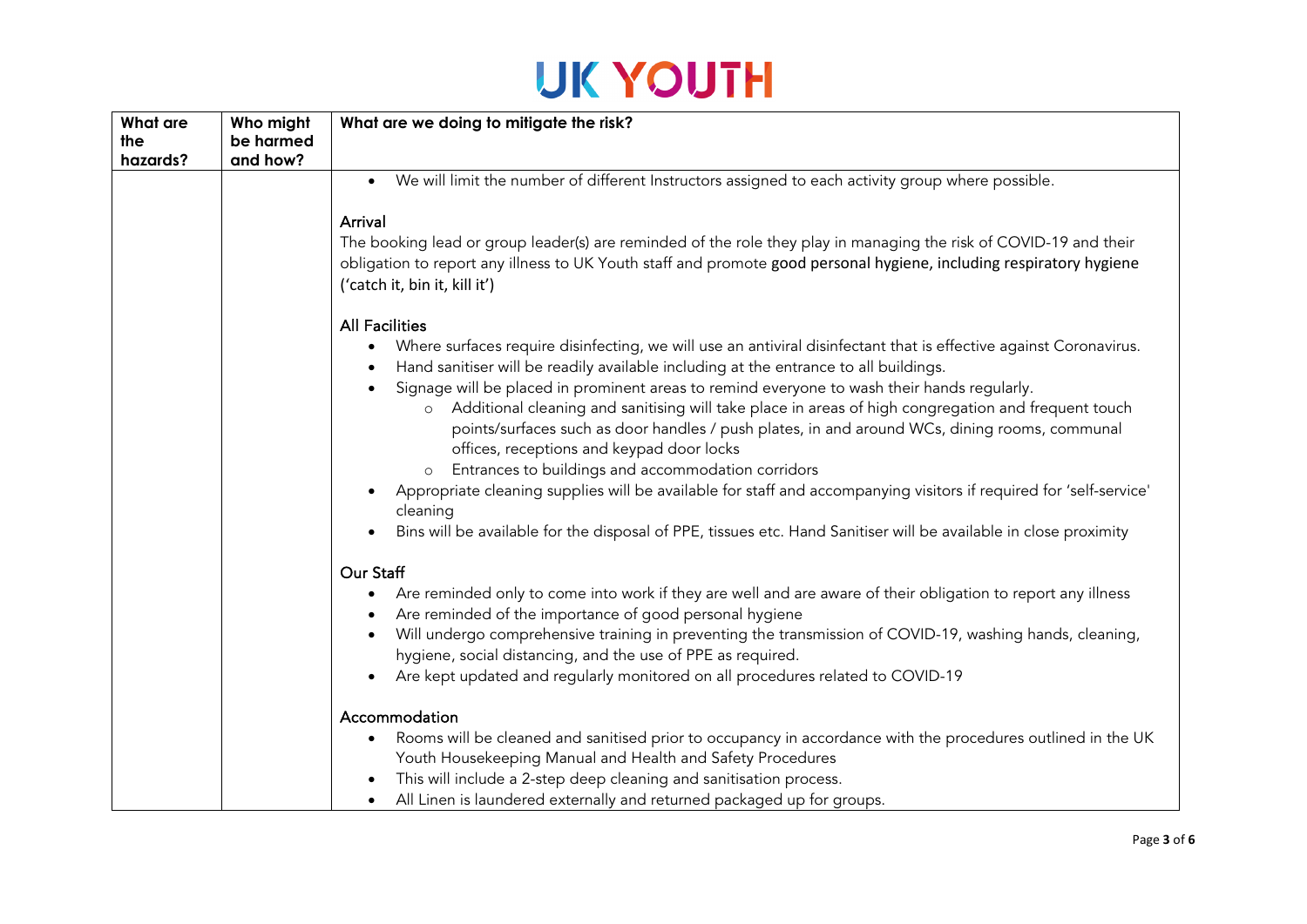| What are the hazards? | Who might be harmed and how? | What are we doing to mitigate the risk? |
| --- | --- | --- |
| | | • We will limit the number of different Instructors assigned to each activity group where possible.<br><br>**Arrival**<br>The booking lead or group leader(s) are reminded of the role they play in managing the risk of COVID-19 and their obligation to report any illness to UK Youth staff and promote good personal hygiene, including respiratory hygiene ('catch it, bin it, kill it')<br><br>**All Facilities**<br>• Where surfaces require disinfecting, we will use an antiviral disinfectant that is effective against Coronavirus.<br>• Hand sanitiser will be readily available including at the entrance to all buildings.<br>• Signage will be placed in prominent areas to remind everyone to wash their hands regularly.<br>&nbsp;&nbsp;&nbsp;&nbsp;o Additional cleaning and sanitising will take place in areas of high congregation and frequent touch points/surfaces such as door handles / push plates, in and around WCs, dining rooms, communal offices, receptions and keypad door locks<br>&nbsp;&nbsp;&nbsp;&nbsp;o Entrances to buildings and accommodation corridors<br>• Appropriate cleaning supplies will be available for staff and accompanying visitors if required for 'self-service' cleaning<br>• Bins will be available for the disposal of PPE, tissues etc. Hand Sanitiser will be available in close proximity<br><br>**Our Staff**<br>• Are reminded only to come into work if they are well and are aware of their obligation to report any illness<br>• Are reminded of the importance of good personal hygiene<br>• Will undergo comprehensive training in preventing the transmission of COVID-19, washing hands, cleaning, hygiene, social distancing, and the use of PPE as required.<br>• Are kept updated and regularly monitored on all procedures related to COVID-19<br><br>**Accommodation**<br>• Rooms will be cleaned and sanitised prior to occupancy in accordance with the procedures outlined in the UK Youth Housekeeping Manual and Health and Safety Procedures<br>• This will include a 2-step deep cleaning and sanitisation process.<br>• All Linen is laundered externally and returned packaged up for groups. |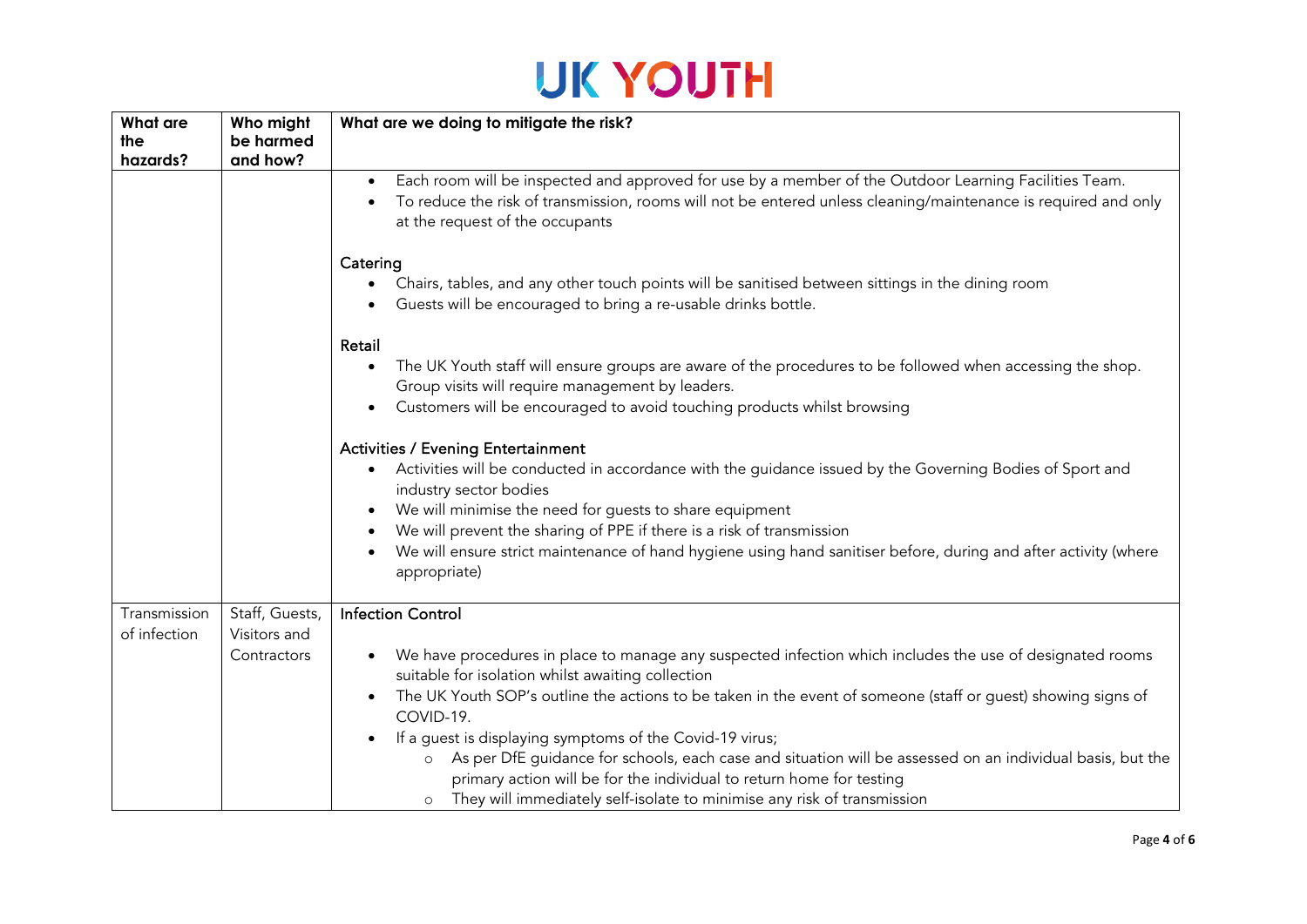| What are the hazards? | Who might be harmed and how? | What are we doing to mitigate the risk? |
|---|---|---|
| | | • Each room will be inspected and approved for use by a member of the Outdoor Learning Facilities Team.<br>• To reduce the risk of transmission, rooms will not be entered unless cleaning/maintenance is required and only at the request of the occupants<br><br>**Catering**<br>• Chairs, tables, and any other touch points will be sanitised between sittings in the dining room<br>• Guests will be encouraged to bring a re-usable drinks bottle.<br><br>**Retail**<br>• The UK Youth staff will ensure groups are aware of the procedures to be followed when accessing the shop. Group visits will require management by leaders.<br>• Customers will be encouraged to avoid touching products whilst browsing<br><br>**Activities / Evening Entertainment**<br>• Activities will be conducted in accordance with the guidance issued by the Governing Bodies of Sport and industry sector bodies<br>• We will minimise the need for guests to share equipment<br>• We will prevent the sharing of PPE if there is a risk of transmission<br>• We will ensure strict maintenance of hand hygiene using hand sanitiser before, during and after activity (where appropriate) |
| Transmission of infection | Staff, Guests, Visitors and Contractors | **Infection Control**<br><br>• We have procedures in place to manage any suspected infection which includes the use of designated rooms suitable for isolation whilst awaiting collection<br>• The UK Youth SOP's outline the actions to be taken in the event of someone (staff or guest) showing signs of COVID-19.<br>• If a guest is displaying symptoms of the Covid-19 virus;<br>  ○ As per DfE guidance for schools, each case and situation will be assessed on an individual basis, but the primary action will be for the individual to return home for testing<br>  ○ They will immediately self-isolate to minimise any risk of transmission |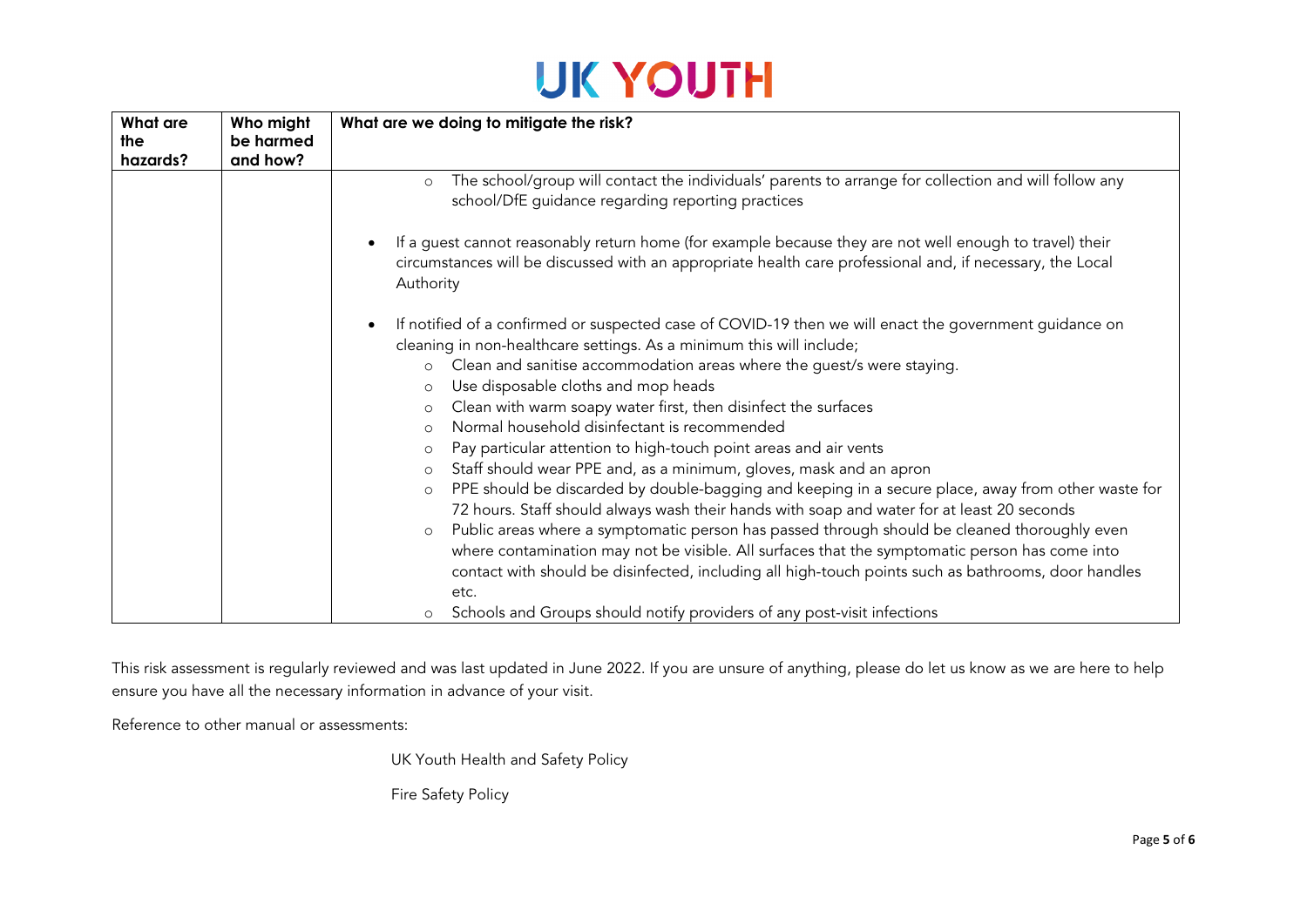| What are the hazards? | Who might be harmed and how? | What are we doing to mitigate the risk? |
|---|---|---|
| | | ◦ The school/group will contact the individuals' parents to arrange for collection and will follow any school/DfE guidance regarding reporting practices<br><br>• If a guest cannot reasonably return home (for example because they are not well enough to travel) their circumstances will be discussed with an appropriate health care professional and, if necessary, the Local Authority<br><br>• If notified of a confirmed or suspected case of COVID-19 then we will enact the government guidance on cleaning in non-healthcare settings. As a minimum this will include;<br>◦ Clean and sanitise accommodation areas where the guest/s were staying.<br>◦ Use disposable cloths and mop heads<br>◦ Clean with warm soapy water first, then disinfect the surfaces<br>◦ Normal household disinfectant is recommended<br>◦ Pay particular attention to high-touch point areas and air vents<br>◦ Staff should wear PPE and, as a minimum, gloves, mask and an apron<br>◦ PPE should be discarded by double-bagging and keeping in a secure place, away from other waste for 72 hours. Staff should always wash their hands with soap and water for at least 20 seconds<br>◦ Public areas where a symptomatic person has passed through should be cleaned thoroughly even where contamination may not be visible. All surfaces that the symptomatic person has come into contact with should be disinfected, including all high-touch points such as bathrooms, door handles etc.<br>◦ Schools and Groups should notify providers of any post-visit infections |

This risk assessment is regularly reviewed and was last updated in June 2022. If you are unsure of anything, please do let us know as we are here to help ensure you have all the necessary information in advance of your visit.

Reference to other manual or assessments:

UK Youth Health and Safety Policy

Fire Safety Policy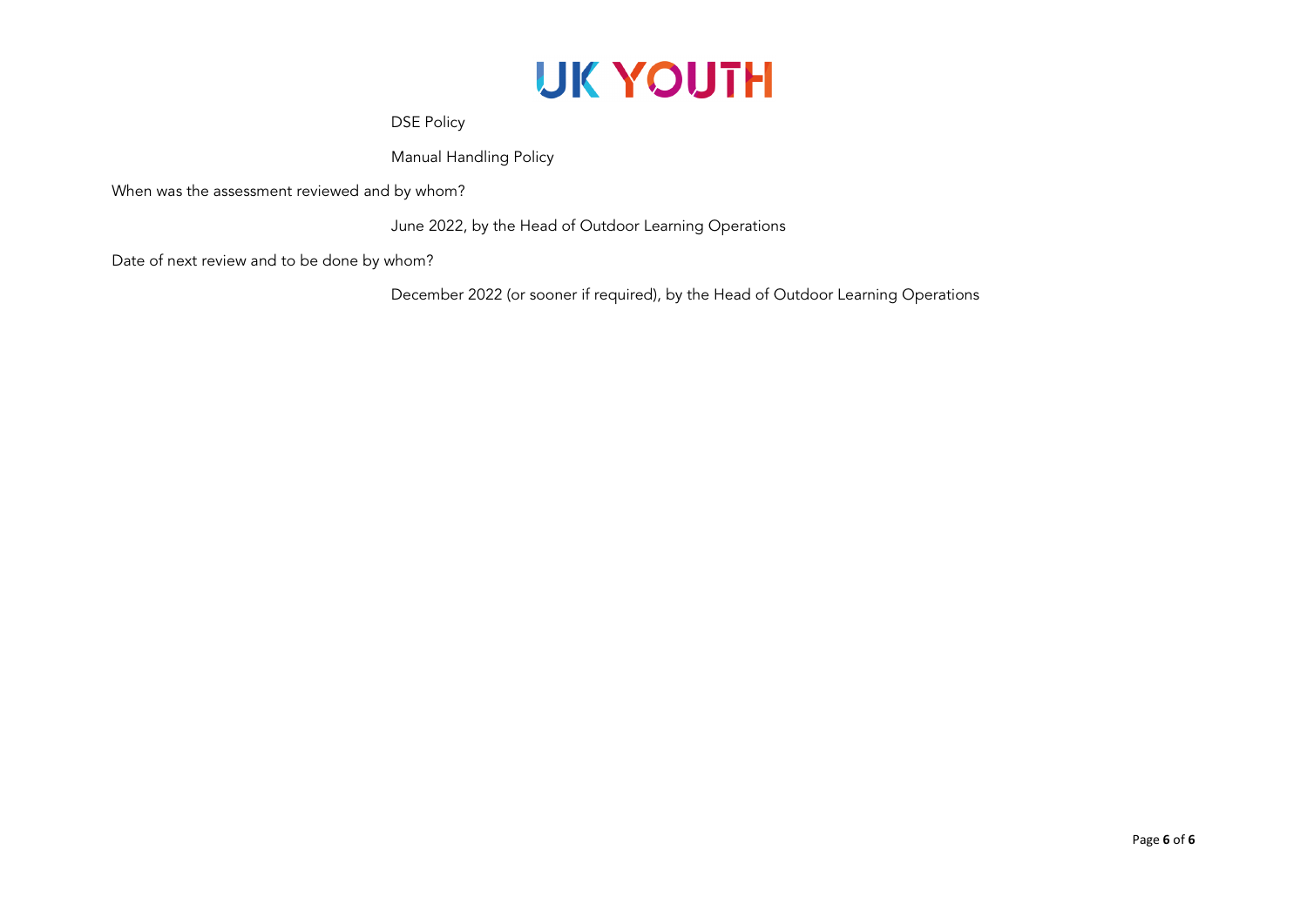DSE Policy

Manual Handling Policy

When was the assessment reviewed and by whom?

June 2022, by the Head of Outdoor Learning Operations

Date of next review and to be done by whom?

December 2022 (or sooner if required), by the Head of Outdoor Learning Operations